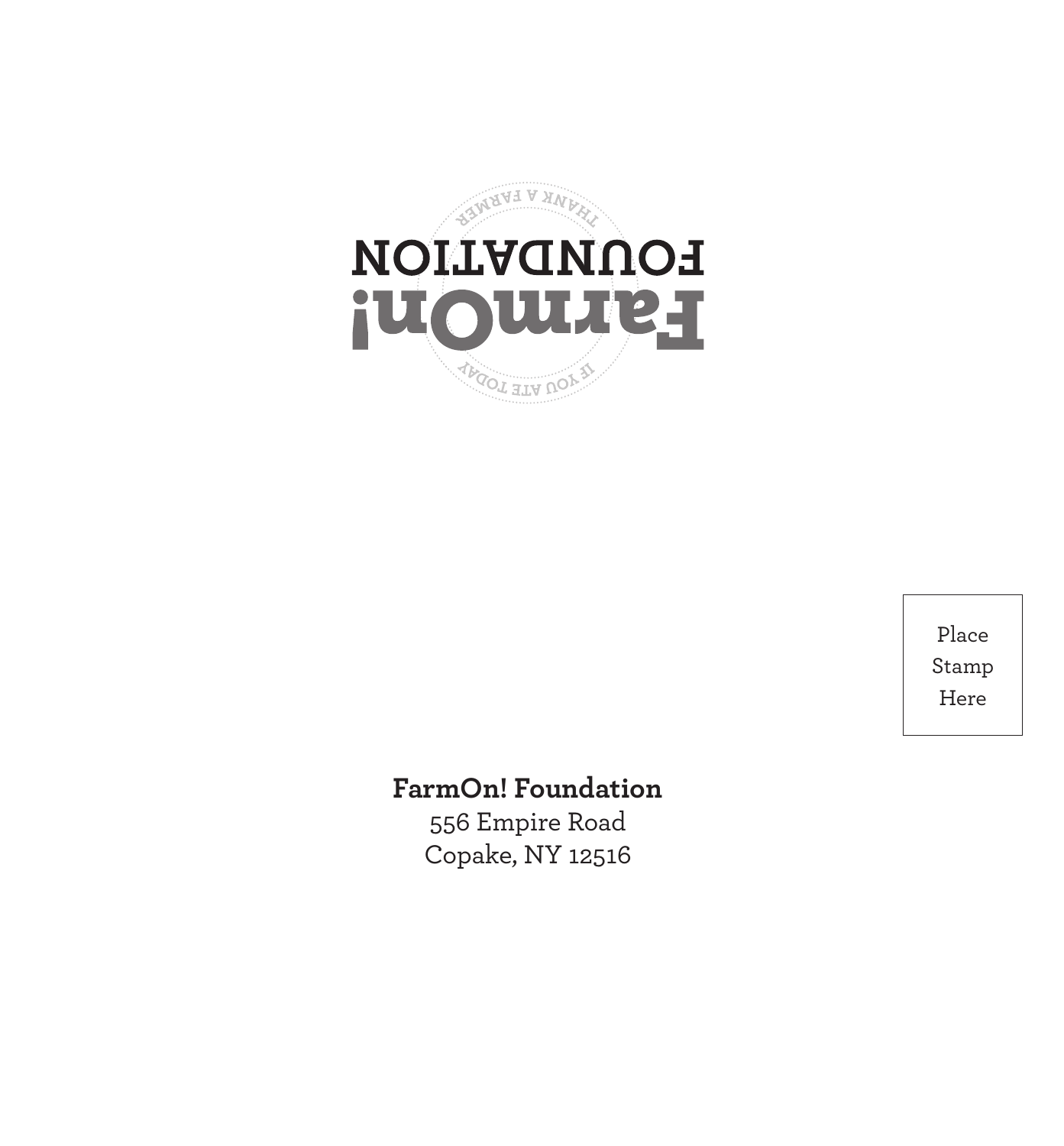THANK A FARMER

FOUNDATION

FarmOn!

IF YOU ATE TODAY

Place
Stamp
Here

**FarmOn! Foundation**
556 Empire Road
Copake, NY 12516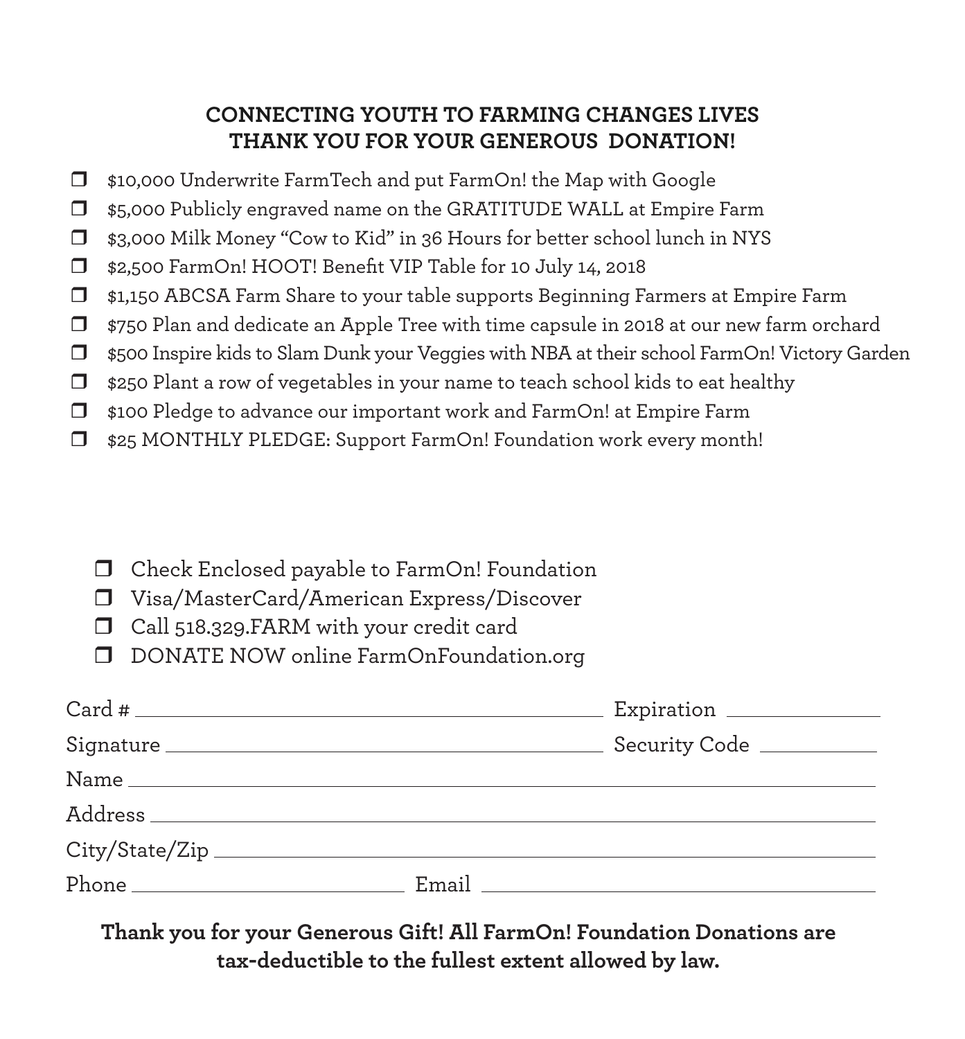**CONNECTING YOUTH TO FARMING CHANGES LIVES**
**THANK YOU FOR YOUR GENEROUS DONATION!**

- ❒ $10,000 Underwrite FarmTech and put FarmOn! the Map with Google
- ❒ $5,000 Publicly engraved name on the GRATITUDE WALL at Empire Farm
- ❒ $3,000 Milk Money "Cow to Kid" in 36 Hours for better school lunch in NYS
- ❒ $2,500 FarmOn! HOOT! Benefit VIP Table for 10 July 14, 2018
- ❒ $1,150 ABCSA Farm Share to your table supports Beginning Farmers at Empire Farm
- ❒ $750 Plan and dedicate an Apple Tree with time capsule in 2018 at our new farm orchard
- ❒ $500 Inspire kids to Slam Dunk your Veggies with NBA at their school FarmOn! Victory Garden
- ❒ $250 Plant a row of vegetables in your name to teach school kids to eat healthy
- ❒ $100 Pledge to advance our important work and FarmOn! at Empire Farm
- ❒ $25 MONTHLY PLEDGE: Support FarmOn! Foundation work every month!

- ❒ Check Enclosed payable to FarmOn! Foundation
- ❒ Visa/MasterCard/American Express/Discover
- ❒ Call 518.329.FARM with your credit card
- ❒ DONATE NOW online FarmOnFoundation.org

Card # ______________________________ Expiration ______________

Signature ______________________________ Security Code ___________

Name ____________________________________________________

Address __________________________________________________

City/State/Zip _____________________________________________

Phone ____________________ Email ____________________________

**Thank you for your Generous Gift! All FarmOn! Foundation Donations are tax-deductible to the fullest extent allowed by law.**